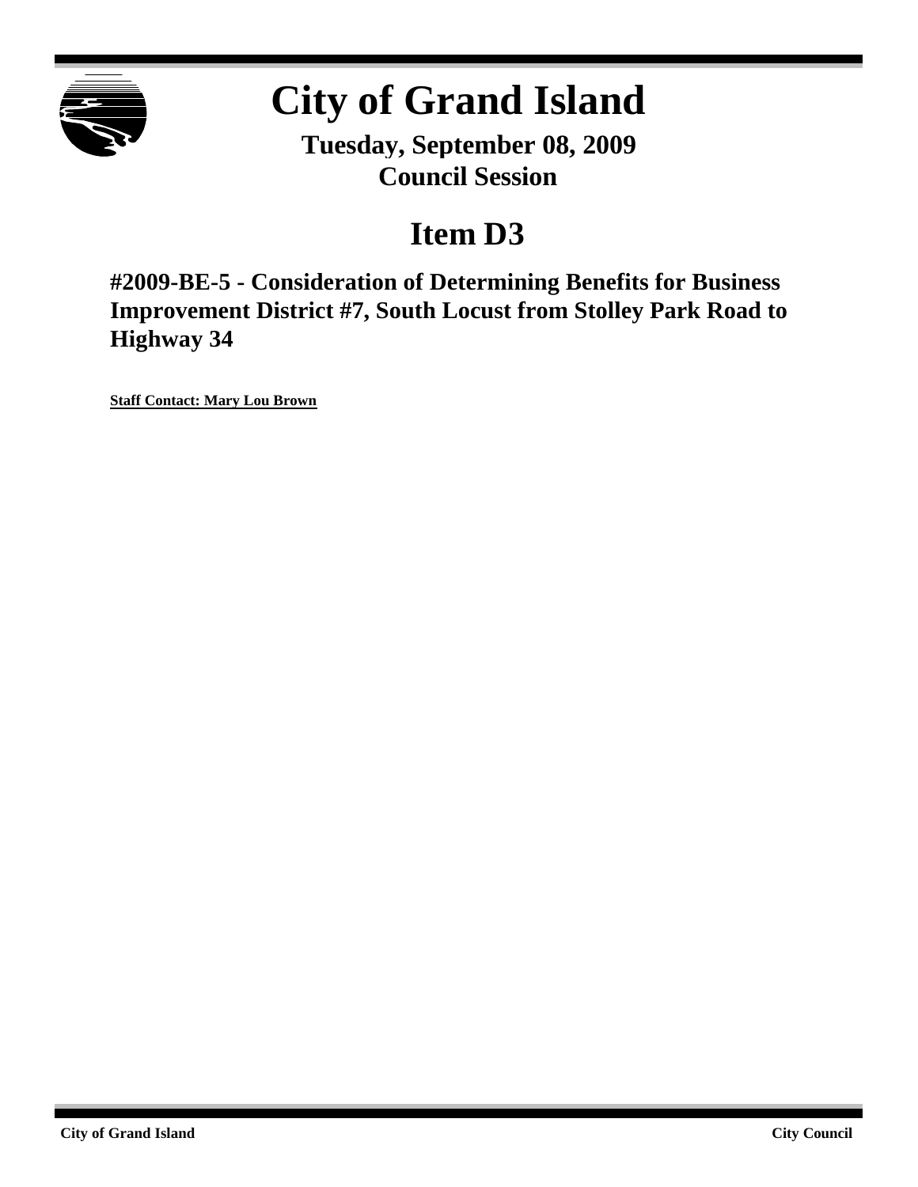# City of Grand Island

**Tuesday, September 08, 2009**
**Council Session**

# Item D3

## #2009-BE-5 - Consideration of Determining Benefits for Business Improvement District #7, South Locust from Stolley Park Road to Highway 34

**Staff Contact: Mary Lou Brown**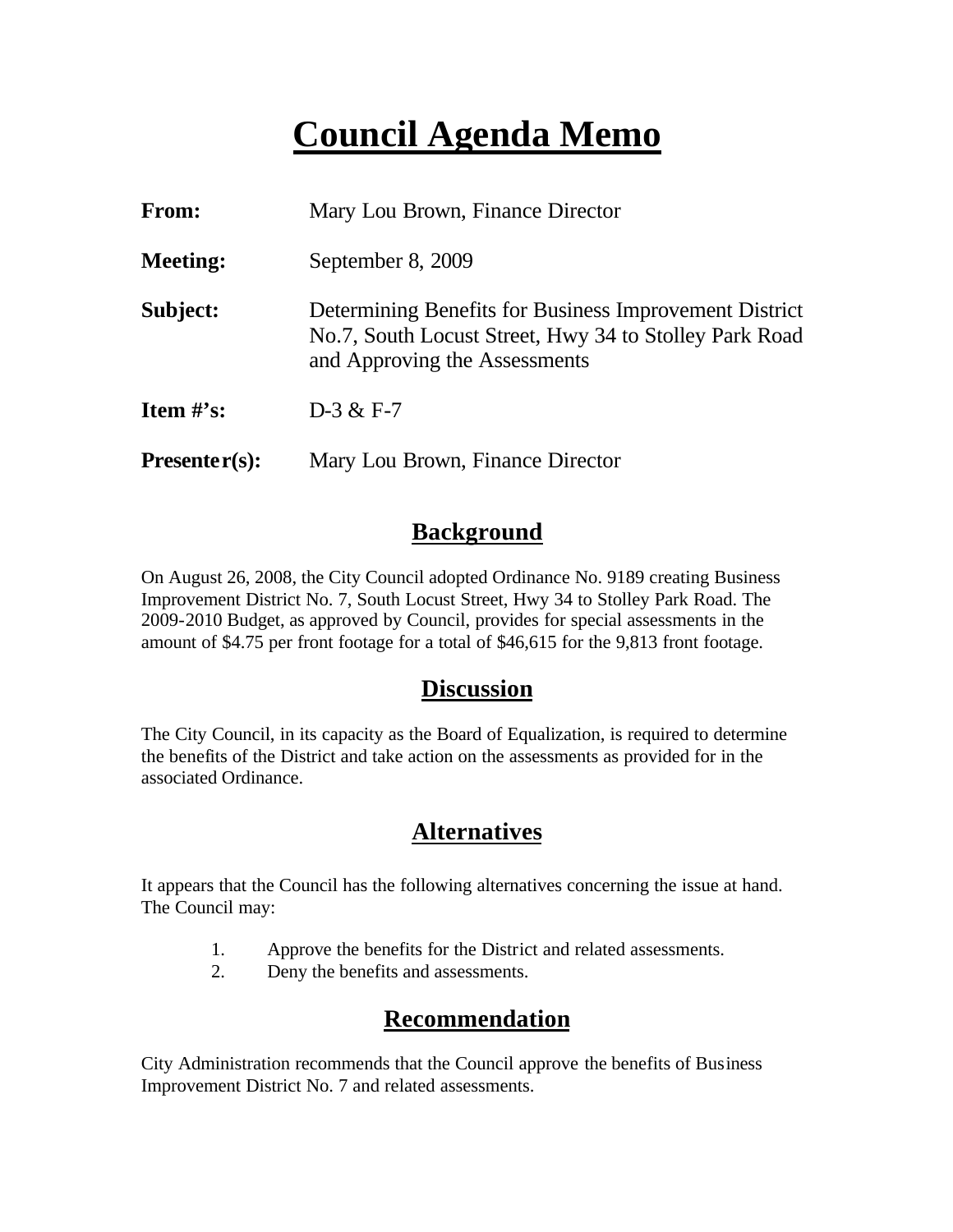# Council Agenda Memo

| | |
|---|---|
| **From:** | Mary Lou Brown, Finance Director |
| **Meeting:** | September 8, 2009 |
| **Subject:** | Determining Benefits for Business Improvement District No.7, South Locust Street, Hwy 34 to Stolley Park Road and Approving the Assessments |
| **Item #'s:** | D-3 & F-7 |
| **Presenter(s):** | Mary Lou Brown, Finance Director |

## Background

On August 26, 2008, the City Council adopted Ordinance No. 9189 creating Business Improvement District No. 7, South Locust Street, Hwy 34 to Stolley Park Road. The 2009-2010 Budget, as approved by Council, provides for special assessments in the amount of $4.75 per front footage for a total of $46,615 for the 9,813 front footage.

## Discussion

The City Council, in its capacity as the Board of Equalization, is required to determine the benefits of the District and take action on the assessments as provided for in the associated Ordinance.

## Alternatives

It appears that the Council has the following alternatives concerning the issue at hand. The Council may:

1. Approve the benefits for the District and related assessments.
2. Deny the benefits and assessments.

## Recommendation

City Administration recommends that the Council approve the benefits of Business Improvement District No. 7 and related assessments.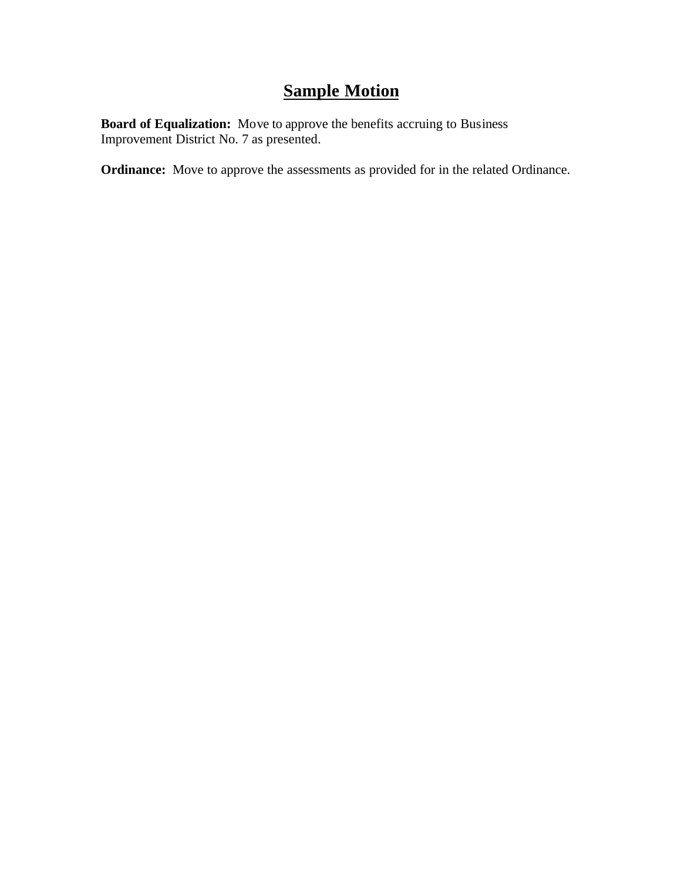# Sample Motion

**Board of Equalization:** Move to approve the benefits accruing to Business Improvement District No. 7 as presented.

**Ordinance:** Move to approve the assessments as provided for in the related Ordinance.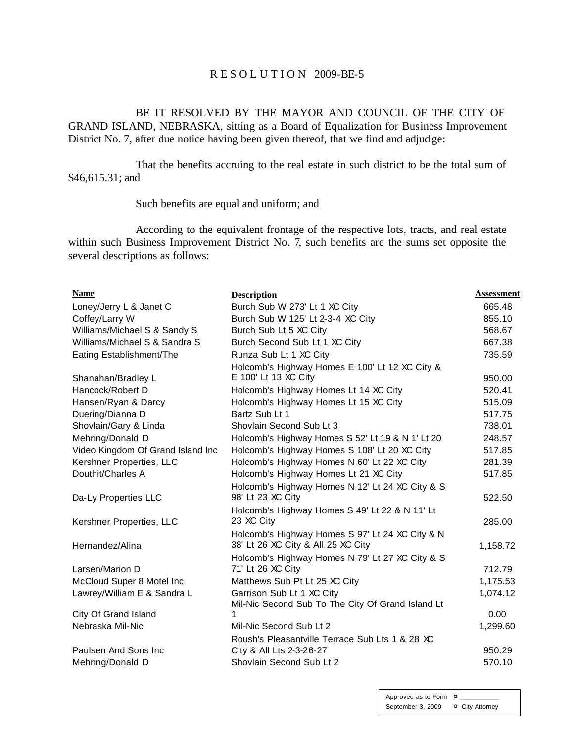R E S O L U T I O N 2009-BE-5

BE IT RESOLVED BY THE MAYOR AND COUNCIL OF THE CITY OF GRAND ISLAND, NEBRASKA, sitting as a Board of Equalization for Business Improvement District No. 7, after due notice having been given thereof, that we find and adjudge:

That the benefits accruing to the real estate in such district to be the total sum of $46,615.31; and

Such benefits are equal and uniform; and

According to the equivalent frontage of the respective lots, tracts, and real estate within such Business Improvement District No. 7, such benefits are the sums set opposite the several descriptions as follows:

| **Name** | **Description** | **Assessment** |
|---|---|---|
| Loney/Jerry L & Janet C | Burch Sub W 273' Lt 1 XC City | 665.48 |
| Coffey/Larry W | Burch Sub W 125' Lt 2-3-4 XC City | 855.10 |
| Williams/Michael S & Sandy S | Burch Sub Lt 5 XC City | 568.67 |
| Williams/Michael S & Sandra S | Burch Second Sub Lt 1 XC City | 667.38 |
| Eating Establishment/The | Runza Sub Lt 1 XC City | 735.59 |
| Shanahan/Bradley L | Holcomb's Highway Homes E 100' Lt 12 XC City & E 100' Lt 13 XC City | 950.00 |
| Hancock/Robert D | Holcomb's Highway Homes Lt 14 XC City | 520.41 |
| Hansen/Ryan & Darcy | Holcomb's Highway Homes Lt 15 XC City | 515.09 |
| Duering/Dianna D | Bartz Sub Lt 1 | 517.75 |
| Shovlain/Gary & Linda | Shovlain Second Sub Lt 3 | 738.01 |
| Mehring/Donald D | Holcomb's Highway Homes S 52' Lt 19 & N 1' Lt 20 | 248.57 |
| Video Kingdom Of Grand Island Inc | Holcomb's Highway Homes S 108' Lt 20 XC City | 517.85 |
| Kershner Properties, LLC | Holcomb's Highway Homes N 60' Lt 22 XC City | 281.39 |
| Douthit/Charles A | Holcomb's Highway Homes Lt 21 XC City | 517.85 |
| Da-Ly Properties LLC | Holcomb's Highway Homes N 12' Lt 24 XC City & S 98' Lt 23 XC City | 522.50 |
| Kershner Properties, LLC | Holcomb's Highway Homes S 49' Lt 22 & N 11' Lt 23 XC City | 285.00 |
| Hernandez/Alina | Holcomb's Highway Homes S 97' Lt 24 XC City & N 38' Lt 26 XC City & All 25 XC City | 1,158.72 |
| Larsen/Marion D | Holcomb's Highway Homes N 79' Lt 27 XC City & S 71' Lt 26 XC City | 712.79 |
| McCloud Super 8 Motel Inc | Matthews Sub Pt Lt 25 XC City | 1,175.53 |
| Lawrey/William E & Sandra L | Garrison Sub Lt 1 XC City | 1,074.12 |
| City Of Grand Island | Mil-Nic Second Sub To The City Of Grand Island Lt 1 | 0.00 |
| Nebraska Mil-Nic | Mil-Nic Second Sub Lt 2 | 1,299.60 |
| Paulsen And Sons Inc | Roush's Pleasantville Terrace Sub Lts 1 & 28 XC City & All Lts 2-3-26-27 | 950.29 |
| Mehring/Donald D | Shovlain Second Sub Lt 2 | 570.10 |

Approved as to Form ¤ \_\_\_\_\_\_\_\_\_\_
September 3, 2009 ¤ City Attorney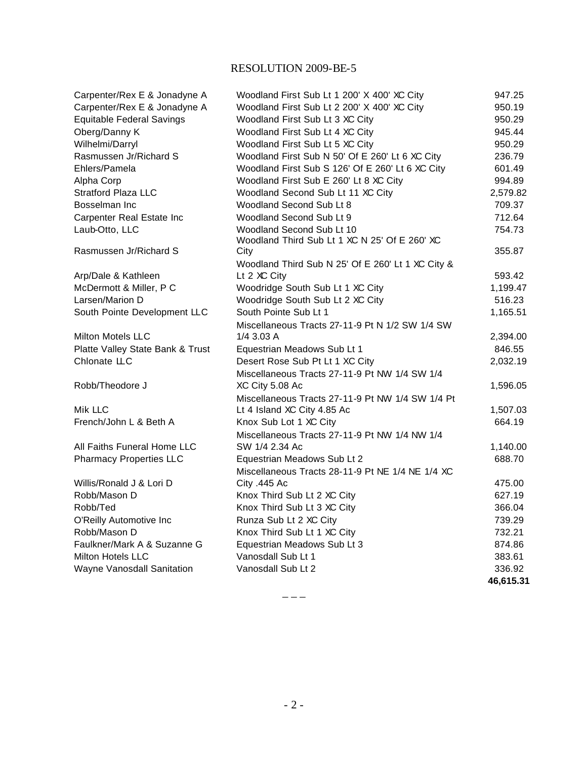# RESOLUTION 2009-BE-5

| | | |
|---|---|---|
| Carpenter/Rex E & Jonadyne A | Woodland First Sub Lt 1 200' X 400' XC City | 947.25 |
| Carpenter/Rex E & Jonadyne A | Woodland First Sub Lt 2 200' X 400' XC City | 950.19 |
| Equitable Federal Savings | Woodland First Sub Lt 3 XC City | 950.29 |
| Oberg/Danny K | Woodland First Sub Lt 4 XC City | 945.44 |
| Wilhelmi/Darryl | Woodland First Sub Lt 5 XC City | 950.29 |
| Rasmussen Jr/Richard S | Woodland First Sub N 50' Of E 260' Lt 6 XC City | 236.79 |
| Ehlers/Pamela | Woodland First Sub S 126' Of E 260' Lt 6 XC City | 601.49 |
| Alpha Corp | Woodland First Sub E 260' Lt 8 XC City | 994.89 |
| Stratford Plaza LLC | Woodland Second Sub Lt 11 XC City | 2,579.82 |
| Bosselman Inc | Woodland Second Sub Lt 8 | 709.37 |
| Carpenter Real Estate Inc | Woodland Second Sub Lt 9 | 712.64 |
| Laub-Otto, LLC | Woodland Second Sub Lt 10 | 754.73 |
| Rasmussen Jr/Richard S | Woodland Third Sub Lt 1 XC N 25' Of E 260' XC City | 355.87 |
| Arp/Dale & Kathleen | Woodland Third Sub N 25' Of E 260' Lt 1 XC City & Lt 2 XC City | 593.42 |
| McDermott & Miller, P C | Woodridge South Sub Lt 1 XC City | 1,199.47 |
| Larsen/Marion D | Woodridge South Sub Lt 2 XC City | 516.23 |
| South Pointe Development LLC | South Pointe Sub Lt 1 | 1,165.51 |
| Milton Motels LLC | Miscellaneous Tracts 27-11-9 Pt N 1/2 SW 1/4 SW 1/4 3.03 A | 2,394.00 |
| Platte Valley State Bank & Trust | Equestrian Meadows Sub Lt 1 | 846.55 |
| Chlonate LLC | Desert Rose Sub Pt Lt 1 XC City | 2,032.19 |
| Robb/Theodore J | Miscellaneous Tracts 27-11-9 Pt NW 1/4 SW 1/4 XC City 5.08 Ac | 1,596.05 |
| Mik LLC | Miscellaneous Tracts 27-11-9 Pt NW 1/4 SW 1/4 Pt Lt 4 Island XC City 4.85 Ac | 1,507.03 |
| French/John L & Beth A | Knox Sub Lot 1 XC City | 664.19 |
| All Faiths Funeral Home LLC | Miscellaneous Tracts 27-11-9 Pt NW 1/4 NW 1/4 SW 1/4 2.34 Ac | 1,140.00 |
| Pharmacy Properties LLC | Equestrian Meadows Sub Lt 2 | 688.70 |
| Willis/Ronald J & Lori D | Miscellaneous Tracts 28-11-9 Pt NE 1/4 NE 1/4 XC City .445 Ac | 475.00 |
| Robb/Mason D | Knox Third Sub Lt 2 XC City | 627.19 |
| Robb/Ted | Knox Third Sub Lt 3 XC City | 366.04 |
| O'Reilly Automotive Inc | Runza Sub Lt 2 XC City | 739.29 |
| Robb/Mason D | Knox Third Sub Lt 1 XC City | 732.21 |
| Faulkner/Mark A & Suzanne G | Equestrian Meadows Sub Lt 3 | 874.86 |
| Milton Hotels LLC | Vanosdall Sub Lt 1 | 383.61 |
| Wayne Vanosdall Sanitation | Vanosdall Sub Lt 2 | 336.92 |
| | | **46,615.31** |

– – –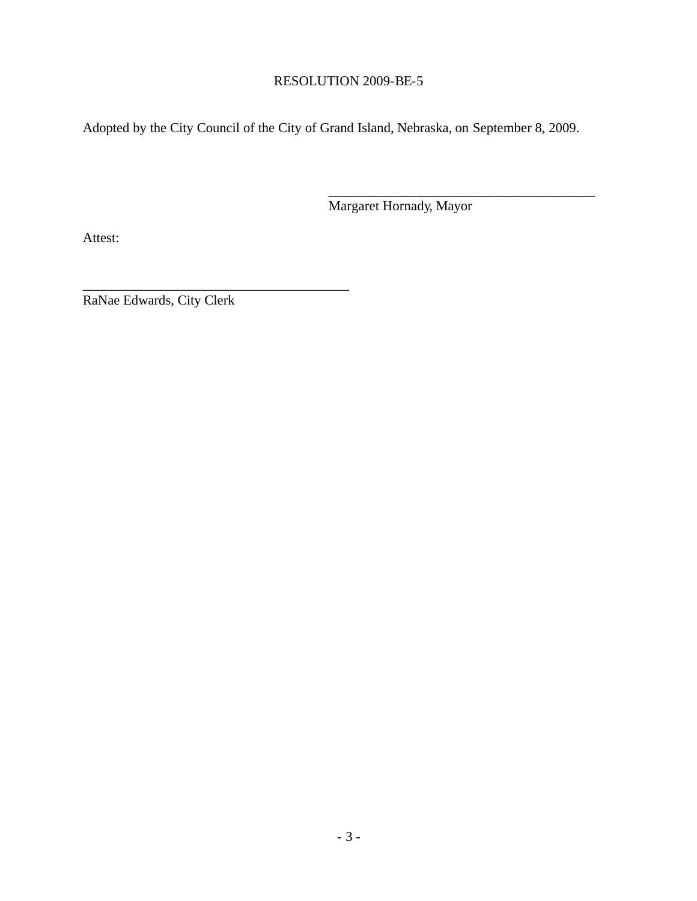RESOLUTION 2009-BE-5

Adopted by the City Council of the City of Grand Island, Nebraska, on September 8, 2009.

\_\_\_\_\_\_\_\_\_\_\_\_\_\_\_\_\_\_\_\_\_\_\_\_\_\_\_\_\_\_\_\_\_\_\_\_\_\_\_\_\_
Margaret Hornady, Mayor

Attest:

\_\_\_\_\_\_\_\_\_\_\_\_\_\_\_\_\_\_\_\_\_\_\_\_\_\_\_\_\_\_\_\_\_\_\_\_\_\_\_\_\_
RaNae Edwards, City Clerk